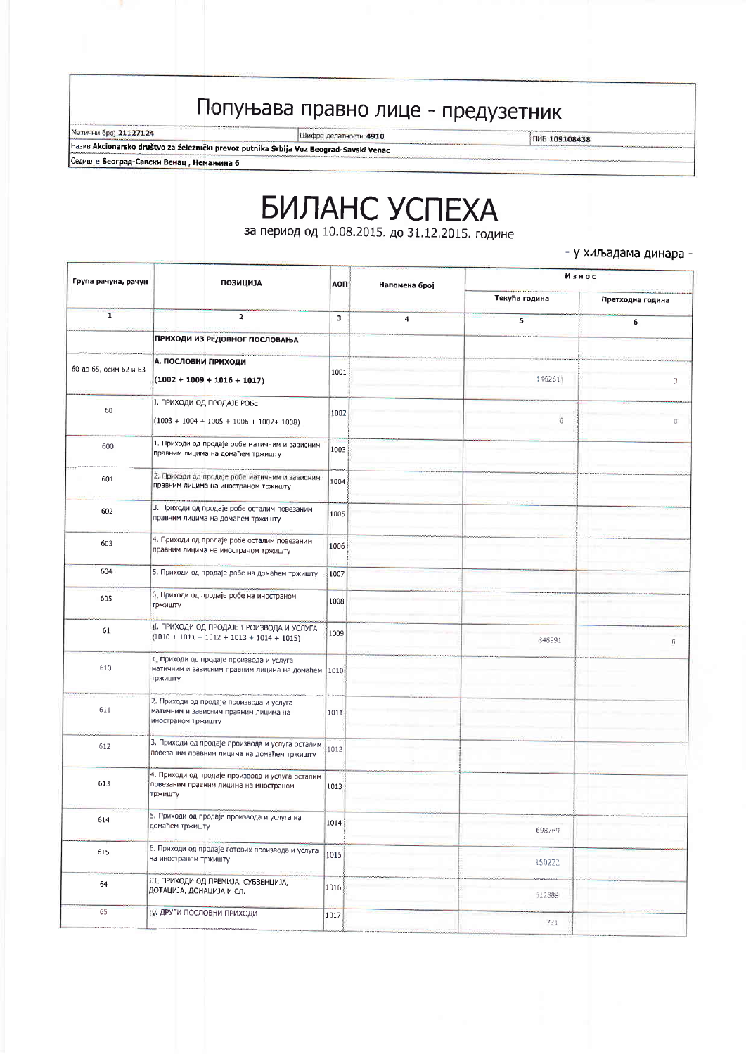## Попуњава правно лице - предузетник

| Матични број **21127124** | Шифра делатности **4910** | ПИБ **109108438** |
|---|---|---|
| Назив **Akcionarsko društvo za železnički prevoz putnika Srbija Voz Beograd-Savski Venac** | | |
| Седиште **Београд-Савски Венац , Немањина 6** | | |

# БИЛАНС УСПЕХА

за период од 10.08.2015. до 31.12.2015. године

- у хиљадама динара -

| Група рачуна, рачун | ПОЗИЦИЈА | АОП | Напомена број | Износ | |
|---|---|---|---|---|---|
| | | | | Текућа година | Претходна година |
| 1 | 2 | 3 | 4 | 5 | 6 |
| | **ПРИХОДИ ИЗ РЕДОВНОГ ПОСЛОВАЊА** | | | | |
| 60 до 65, осим 62 и 63 | **А. ПОСЛОВНИ ПРИХОДИ (1002 + 1009 + 1016 + 1017)** | 1001 | | 1462611 | 0 |
| 60 | I. ПРИХОДИ ОД ПРОДАЈЕ РОБЕ (1003 + 1004 + 1005 + 1006 + 1007+ 1008) | 1002 | | 0 | 0 |
| 600 | 1. Приходи од продаје робе матичним и зависним правним лицима на домаћем тржишту | 1003 | | | |
| 601 | 2. Приходи од продаје робе матичним и зависним правним лицима на иностраном тржишту | 1004 | | | |
| 602 | 3. Приходи од продаје робе осталим повезаним правним лицима на домаћем тржишту | 1005 | | | |
| 603 | 4. Приходи од продаје робе осталим повезаним правним лицима на иностраном тржишту | 1006 | | | |
| 604 | 5. Приходи од продаје робе на домаћем тржишту | 1007 | | | |
| 605 | 6. Приходи од продаје робе на иностраном тржишту | 1008 | | | |
| 61 | II. ПРИХОДИ ОД ПРОДАЈЕ ПРОИЗВОДА И УСЛУГА (1010 + 1011 + 1012 + 1013 + 1014 + 1015) | 1009 | | 848991 | 0 |
| 610 | 1. Приходи од продаје производа и услуга матичним и зависним правним лицима на домаћем тржишту | 1010 | | | |
| 611 | 2. Приходи од продаје производа и услуга матичним и зависним правним лицима на иностраном тржишту | 1011 | | | |
| 612 | 3. Приходи од продаје производа и услуга осталим повезаним правним лицима на домаћем тржишту | 1012 | | | |
| 613 | 4. Приходи од продаје производа и услуга осталим повезаним правним лицима на иностраном тржишту | 1013 | | | |
| 614 | 5. Приходи од продаје производа и услуга на домаћем тржишту | 1014 | | 698769 | |
| 615 | 6. Приходи од продаје готових производа и услуга на иностраном тржишту | 1015 | | 150222 | |
| 64 | III. ПРИХОДИ ОД ПРЕМИЈА, СУБВЕНЦИЈА, ДОТАЦИЈА, ДОНАЦИЈА И СЛ. | 1016 | | 612889 | |
| 65 | IV. ДРУГИ ПОСЛОВНИ ПРИХОДИ | 1017 | | 731 | |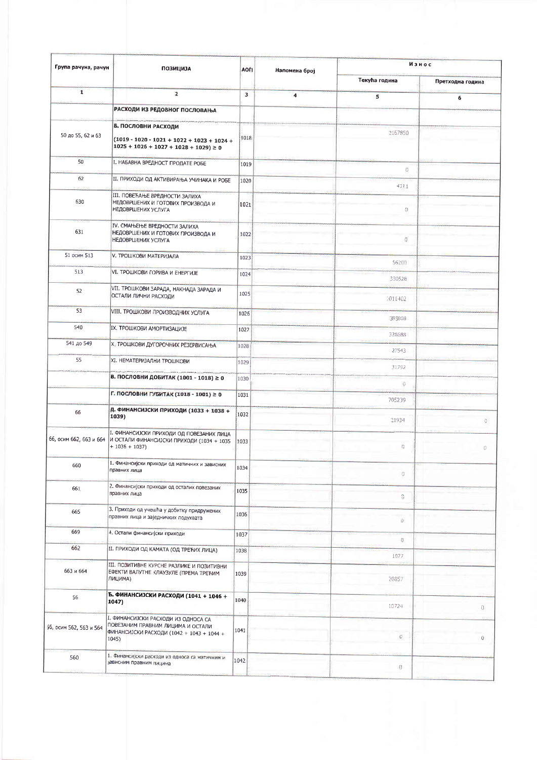| Група рачуна, рачун | ПОЗИЦИЈА | АОП | Напомена број | Износ | |
|---|---|---|---|---|---|
| | | | | Текућа година | Претходна година |
| 1 | 2 | 3 | 4 | 5 | 6 |
| | **РАСХОДИ ИЗ РЕДОВНОГ ПОСЛОВАЊА** | | | | |
| 50 до 55, 62 и 63 | **Б. ПОСЛОВНИ РАСХОДИ** **(1019 - 1020 - 1021 + 1022 + 1023 + 1024 + 1025 + 1026 + 1027 + 1028 + 1029) ≥ 0** | 1018 | | 2167850 | |
| 50 | I. НАБАВНА ВРЕДНОСТ ПРОДАТЕ РОБЕ | 1019 | | 0 | |
| 62 | II. ПРИХОДИ ОД АКТИВИРАЊА УЧИНАКА И РОБЕ | 1020 | | 4311 | |
| 630 | III. ПОВЕЋАЊЕ ВРЕДНОСТИ ЗАЛИХА НЕДОВРШЕНИХ И ГОТОВИХ ПРОИЗВОДА И НЕДОВРШЕНИХ УСЛУГА | 1021 | | 0 | |
| 631 | IV. СМАЊЕЊЕ ВРЕДНОСТИ ЗАЛИХА НЕДОВРШЕНИХ И ГОТОВИХ ПРОИЗВОДА И НЕДОВРШЕНИХ УСЛУГА | 1022 | | 0 | |
| 51 осим 513 | V. ТРОШКОВИ МАТЕРИЈАЛА | 1023 | | 56200 | |
| 513 | VI. ТРОШКОВИ ГОРИВА И ЕНЕРГИЈЕ | 1024 | | 330528 | |
| 52 | VII. ТРОШКОВИ ЗАРАДА, НАКНАДА ЗАРАДА И ОСТАЛИ ЛИЧНИ РАСХОДИ | 1025 | | 1011402 | |
| 53 | VIII. ТРОШКОВИ ПРОИЗВОДНИХ УСЛУГА | 1026 | | 385808 | |
| 540 | IX. ТРОШКОВИ АМОРТИЗАЦИЈЕ | 1027 | | 328688 | |
| 541 до 549 | X. ТРОШКОВИ ДУГОРОЧНИХ РЕЗЕРВИСАЊА | 1028 | | 27543 | |
| 55 | XI. НЕМАТЕРИЈАЛНИ ТРОШКОВИ | 1029 | | 31792 | |
| | **В. ПОСЛОВНИ ДОБИТАК (1001 - 1018) ≥ 0** | 1030 | | 0 | |
| | **Г. ПОСЛОВНИ ГУБИТАК (1018 - 1001) ≥ 0** | 1031 | | 705239 | |
| 66 | **Д. ФИНАНСИЈСКИ ПРИХОДИ (1033 + 1038 + 1039)** | 1032 | | 21934 | 0 |
| 66, осим 662, 663 и 664 | I. ФИНАНСИЈСКИ ПРИХОДИ ОД ПОВЕЗАНИХ ЛИЦА И ОСТАЛИ ФИНАНСИЈСКИ ПРИХОДИ (1034 + 1035 + 1036 + 1037) | 1033 | | 0 | 0 |
| 660 | 1. Финансијски приходи од матичних и зависних правних лица | 1034 | | 0 | |
| 661 | 2. Финансијски приходи од осталих повезаних правних лица | 1035 | | 0 | |
| 665 | 3. Приходи од учешћа у добитку придружених правних лица и заједничких подухвата | 1036 | | 0 | |
| 669 | 4. Остали финансијски приходи | 1037 | | 0 | |
| 662 | II. ПРИХОДИ ОД КАМАТА (ОД ТРЕЋИХ ЛИЦА) | 1038 | | 1077 | |
| 663 и 664 | III. ПОЗИТИВНЕ КУРСНЕ РАЗЛИКЕ И ПОЗИТИВНИ ЕФЕКТИ ВАЛУТНЕ КЛАУЗУЛЕ (ПРЕМА ТРЕЋИМ ЛИЦИМА) | 1039 | | 20857 | |
| 56 | **Ђ. ФИНАНСИЈСКИ РАСХОДИ (1041 + 1046 + 1047)** | 1040 | | 10724 | 0 |
| 56, осим 562, 563 и 564 | I. ФИНАНСИЈСКИ РАСХОДИ ИЗ ОДНОСА СА ПОВЕЗАНИМ ПРАВНИМ ЛИЦИМА И ОСТАЛИ ФИНАНСИЈСКИ РАСХОДИ (1042 + 1043 + 1044 + 1045) | 1041 | | 0 | 0 |
| 560 | 1. Финансијски расходи из односа са матичним и зависним правним лицима | 1042 | | 0 | |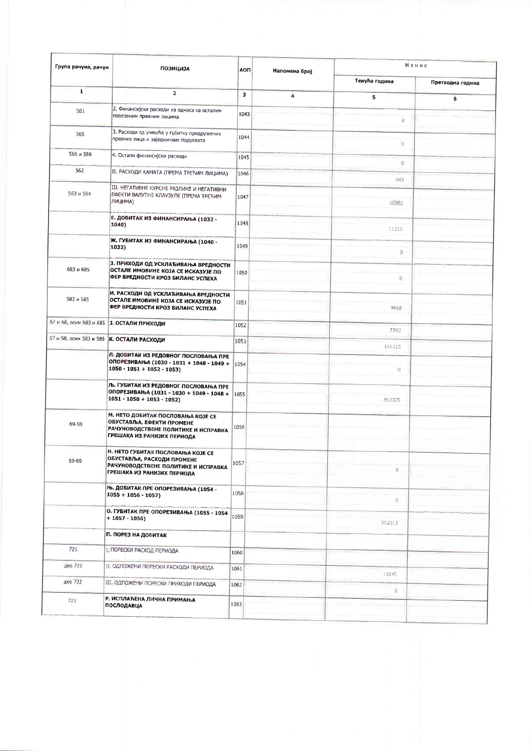| Група рачуна, рачун | ПОЗИЦИЈА | АОП | Напомена број | Износ | |
|---|---|---|---|---|---|
| | | | | Текућа година | Претходна година |
| 1 | 2 | 3 | 4 | 5 | 6 |
| 561 | 2. Финансијски расходи из односа са осталим повезаним правним лицима | 1043 | | 0 | |
| 565 | 3. Расходи од учешћа у губитку придружених правних лица и заједничких подухвата | 1044 | | 0 | |
| 566 и 569 | 4. Остали финансијски расходи | 1045 | | 0 | |
| 562 | II. РАСХОДИ КАМАТА (ПРЕМА ТРЕЋИМ ЛИЦИМА) | 1046 | | 343 | |
| 563 и 564 | III. НЕГАТИВНЕ КУРСНЕ РАЗЛИКЕ И НЕГАТИВНИ ЕФЕКТИ ВАЛУТНЕ КЛАУЗУЛЕ (ПРЕМА ТРЕЋИМ ЛИЦИМА) | 1047 | | 10581 | |
| | **Е. ДОБИТАК ИЗ ФИНАНСИРАЊА (1032 - 1040)** | 1048 | | 11210 | |
| | **Ж. ГУБИТАК ИЗ ФИНАНСИРАЊА (1040 - 1032)** | 1049 | | 0 | |
| 683 и 685 | **З. ПРИХОДИ ОД УСКЛАЂИВАЊА ВРЕДНОСТИ ОСТАЛЕ ИМОВИНЕ КОЈА СЕ ИСКАЗУЈЕ ПО ФЕР ВРЕДНОСТИ КРОЗ БИЛАНС УСПЕХА** | 1050 | | 0 | |
| 583 и 585 | **И. РАСХОДИ ОД УСКЛАЂИВАЊА ВРЕДНОСТИ ОСТАЛЕ ИМОВИНЕ КОЈА СЕ ИСКАЗУЈЕ ПО ФЕР ВРЕДНОСТИ КРОЗ БИЛАНС УСПЕХА** | 1051 | | 9958 | |
| 67 и 68, осим 683 и 685 | **Ј. ОСТАЛИ ПРИХОДИ** | 1052 | | 7792 | |
| 57 и 58, осим 583 и 585 | **К. ОСТАЛИ РАСХОДИ** | 1053 | | 166115 | |
| | **Л. ДОБИТАК ИЗ РЕДОВНОГ ПОСЛОВАЊА ПРЕ ОПОРЕЗИВАЊА (1030 - 1031 + 1048 - 1049 + 1050 - 1051 + 1052 - 1053)** | 1054 | | 0 | |
| | **Љ. ГУБИТАК ИЗ РЕДОВНОГ ПОСЛОВАЊА ПРЕ ОПОРЕЗИВАЊА (1031 - 1030 + 1049 - 1048 + 1051 - 1050 + 1053 - 1052)** | 1055 | | 862305 | |
| 69-59 | **М. НЕТО ДОБИТАК ПОСЛОВАЊА КОЈЕ СЕ ОБУСТАВЉА, ЕФЕКТИ ПРОМЕНЕ РАЧУНОВОДСТВЕНЕ ПОЛИТИКЕ И ИСПРАВКА ГРЕШАКА ИЗ РАНИЈИХ ПЕРИОДА** | 1056 | | | |
| 59-69 | **Н. НЕТО ГУБИТАК ПОСЛОВАЊА КОЈЕ СЕ ОБУСТАВЉА, РАСХОДИ ПРОМЕНЕ РАЧУНОВОДСТВЕНЕ ПОЛИТИКЕ И ИСПРАВКА ГРЕШАКА ИЗ РАНИЈИХ ПЕРИОДА** | 1057 | | 8 | |
| | **Њ. ДОБИТАК ПРЕ ОПОРЕЗИВАЊА (1054 - 1055 + 1056 - 1057)** | 1058 | | 0 | |
| | **О. ГУБИТАК ПРЕ ОПОРЕЗИВАЊА (1055 - 1054 + 1057 - 1056)** | 1059 | | 862313 | |
| | **П. ПОРЕЗ НА ДОБИТАК** | | | | |
| 721 | I. ПОРЕСКИ РАСХОД ПЕРИОДА | 1060 | | | |
| део 722 | II. ОДЛОЖЕНИ ПОРЕСКИ РАСХОДИ ПЕРИОДА | 1061 | | 13845 | |
| део 722 | III. ОДЛОЖЕНИ ПОРЕСКИ ПРИХОДИ ПЕРИОДА | 1062 | | 0 | |
| 723 | **Р. ИСПЛАЋЕНА ЛИЧНА ПРИМАЊА ПОСЛОДАВЦА** | 1063 | | | |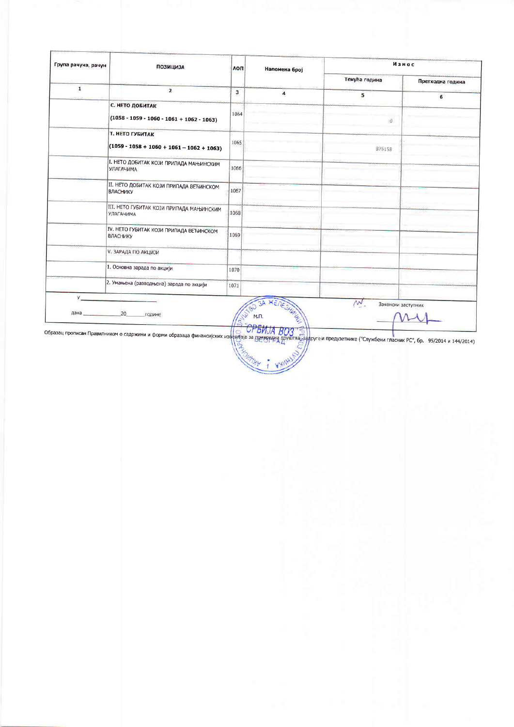| Група рачуна, рачун | ПОЗИЦИЈА | АОП | Напомена број | Износ | |
|---|---|---|---|---|---|
| | | | | Текућа година | Претходна година |
| 1 | 2 | 3 | 4 | 5 | 6 |
| | **С. НЕТО ДОБИТАК** **(1058 - 1059 - 1060 - 1061 + 1062 - 1063)** | 1064 | | 0 | |
| | **Т. НЕТО ГУБИТАК** **(1059 - 1058 + 1060 + 1061 – 1062 + 1063)** | 1065 | | 875158 | |
| | I. НЕТО ДОБИТАК КОЈИ ПРИПАДА МАЊИНСКИМ УЛАГАЧИМА | 1066 | | | |
| | II. НЕТО ДОБИТАК КОЈИ ПРИПАДА ВЕЋИНСКОМ ВЛАСНИКУ | 1067 | | | |
| | III. НЕТО ГУБИТАК КОЈИ ПРИПАДА МАЊИНСКИМ УЛАГАЧИМА | 1068 | | | |
| | IV. НЕТО ГУБИТАК КОЈИ ПРИПАДА ВЕЋИНСКОМ ВЛАСНИКУ | 1069 | | | |
| | V. ЗАРАДА ПО АКЦИЈИ | | | | |
| | 1. Основна зарада по акцији | 1070 | | | |
| | 2. Умањена (разводњена) зарада по акцији | 1071 | | | |

У ____________________

дана ____________ 20______ године

М.П.

Законски заступник

Образац прописан Правилником о садржини и форми образаца финансијских извештаја за привредна друштва, задруге и предузетнике ("Службени гласник РС", бр. 95/2014 и 144/2014)